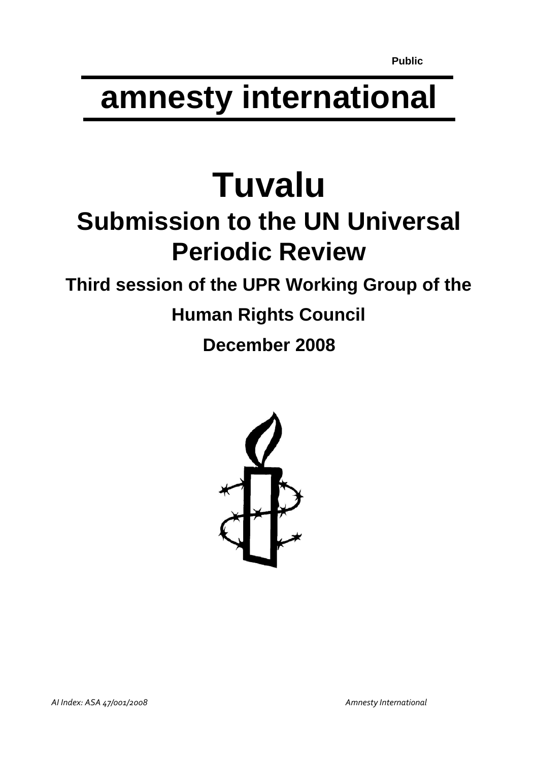Public

# amnesty international

# Tuvalu

## Submission to the UN Universal Periodic Review

### Third session of the UPR Working Group of the Human Rights Council

### December 2008

*AI Index: ASA 47/001/2008*

*Amnesty International*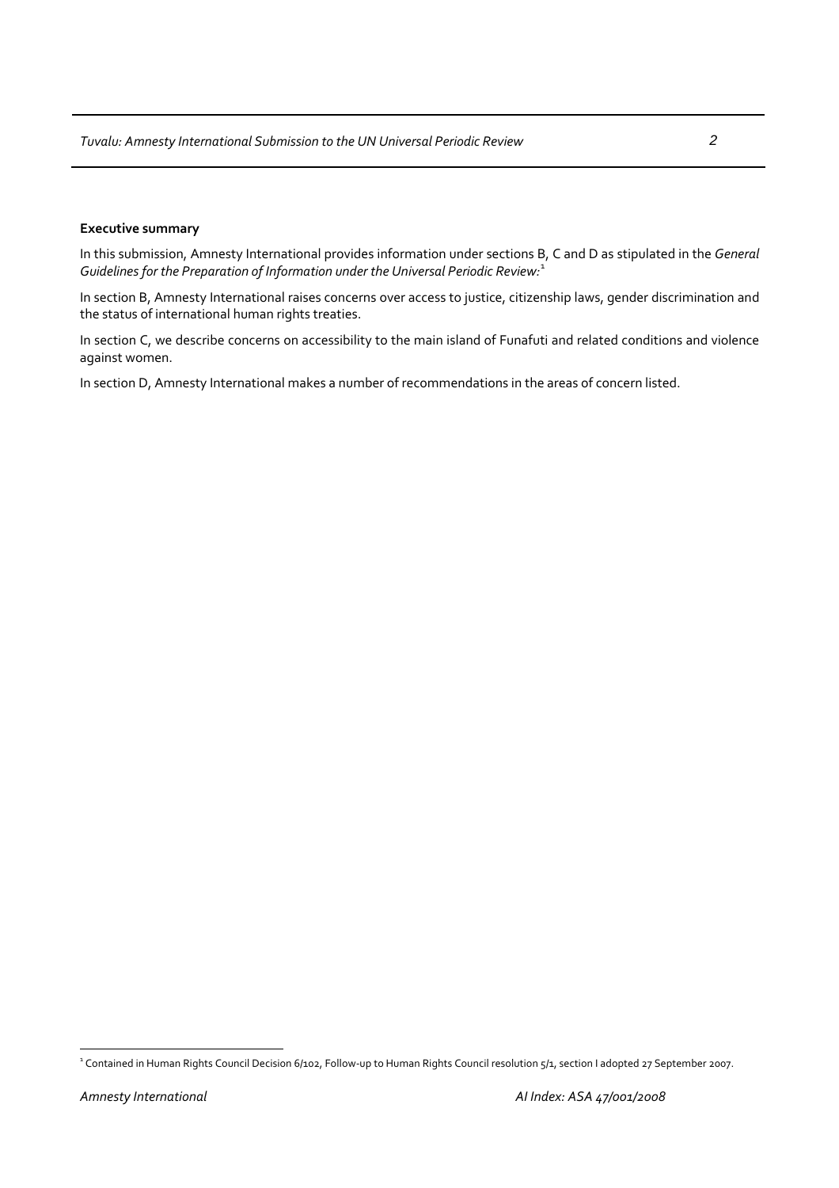**Executive summary**

In this submission, Amnesty International provides information under sections B, C and D as stipulated in the *General Guidelines for the Preparation of Information under the Universal Periodic Review:*[1]

In section B, Amnesty International raises concerns over access to justice, citizenship laws, gender discrimination and the status of international human rights treaties.

In section C, we describe concerns on accessibility to the main island of Funafuti and related conditions and violence against women.

In section D, Amnesty International makes a number of recommendations in the areas of concern listed.

[1] Contained in Human Rights Council Decision 6/102, Follow-up to Human Rights Council resolution 5/1, section I adopted 27 September 2007.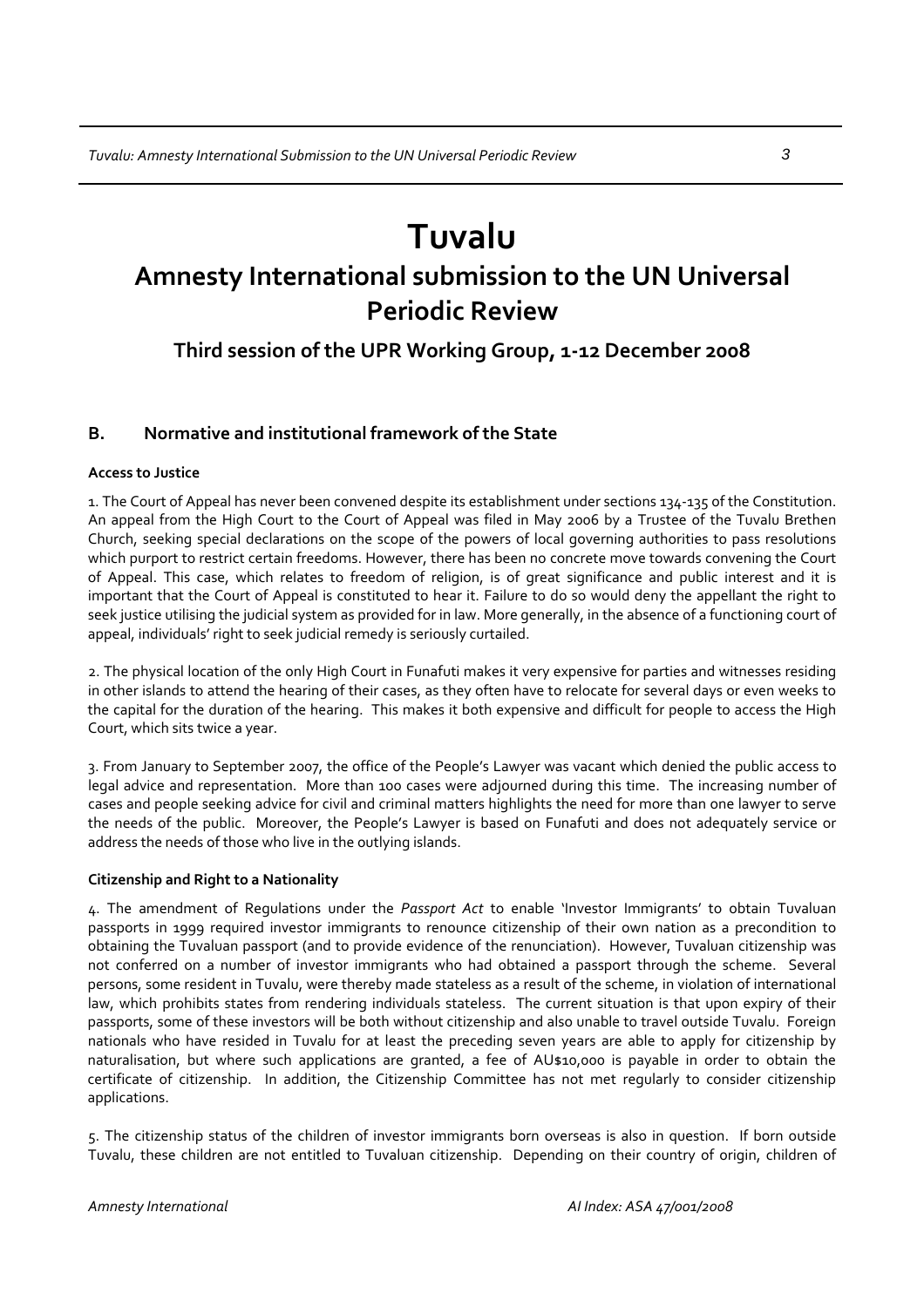# Tuvalu

## Amnesty International submission to the UN Universal Periodic Review

### Third session of the UPR Working Group, 1-12 December 2008

### B. Normative and institutional framework of the State

**Access to Justice**

1. The Court of Appeal has never been convened despite its establishment under sections 134-135 of the Constitution. An appeal from the High Court to the Court of Appeal was filed in May 2006 by a Trustee of the Tuvalu Brethen Church, seeking special declarations on the scope of the powers of local governing authorities to pass resolutions which purport to restrict certain freedoms. However, there has been no concrete move towards convening the Court of Appeal. This case, which relates to freedom of religion, is of great significance and public interest and it is important that the Court of Appeal is constituted to hear it. Failure to do so would deny the appellant the right to seek justice utilising the judicial system as provided for in law. More generally, in the absence of a functioning court of appeal, individuals' right to seek judicial remedy is seriously curtailed.

2. The physical location of the only High Court in Funafuti makes it very expensive for parties and witnesses residing in other islands to attend the hearing of their cases, as they often have to relocate for several days or even weeks to the capital for the duration of the hearing. This makes it both expensive and difficult for people to access the High Court, which sits twice a year.

3. From January to September 2007, the office of the People's Lawyer was vacant which denied the public access to legal advice and representation. More than 100 cases were adjourned during this time. The increasing number of cases and people seeking advice for civil and criminal matters highlights the need for more than one lawyer to serve the needs of the public. Moreover, the People's Lawyer is based on Funafuti and does not adequately service or address the needs of those who live in the outlying islands.

**Citizenship and Right to a Nationality**

4. The amendment of Regulations under the *Passport Act* to enable 'Investor Immigrants' to obtain Tuvaluan passports in 1999 required investor immigrants to renounce citizenship of their own nation as a precondition to obtaining the Tuvaluan passport (and to provide evidence of the renunciation). However, Tuvaluan citizenship was not conferred on a number of investor immigrants who had obtained a passport through the scheme. Several persons, some resident in Tuvalu, were thereby made stateless as a result of the scheme, in violation of international law, which prohibits states from rendering individuals stateless. The current situation is that upon expiry of their passports, some of these investors will be both without citizenship and also unable to travel outside Tuvalu. Foreign nationals who have resided in Tuvalu for at least the preceding seven years are able to apply for citizenship by naturalisation, but where such applications are granted, a fee of AU$10,000 is payable in order to obtain the certificate of citizenship. In addition, the Citizenship Committee has not met regularly to consider citizenship applications.

5. The citizenship status of the children of investor immigrants born overseas is also in question. If born outside Tuvalu, these children are not entitled to Tuvaluan citizenship. Depending on their country of origin, children of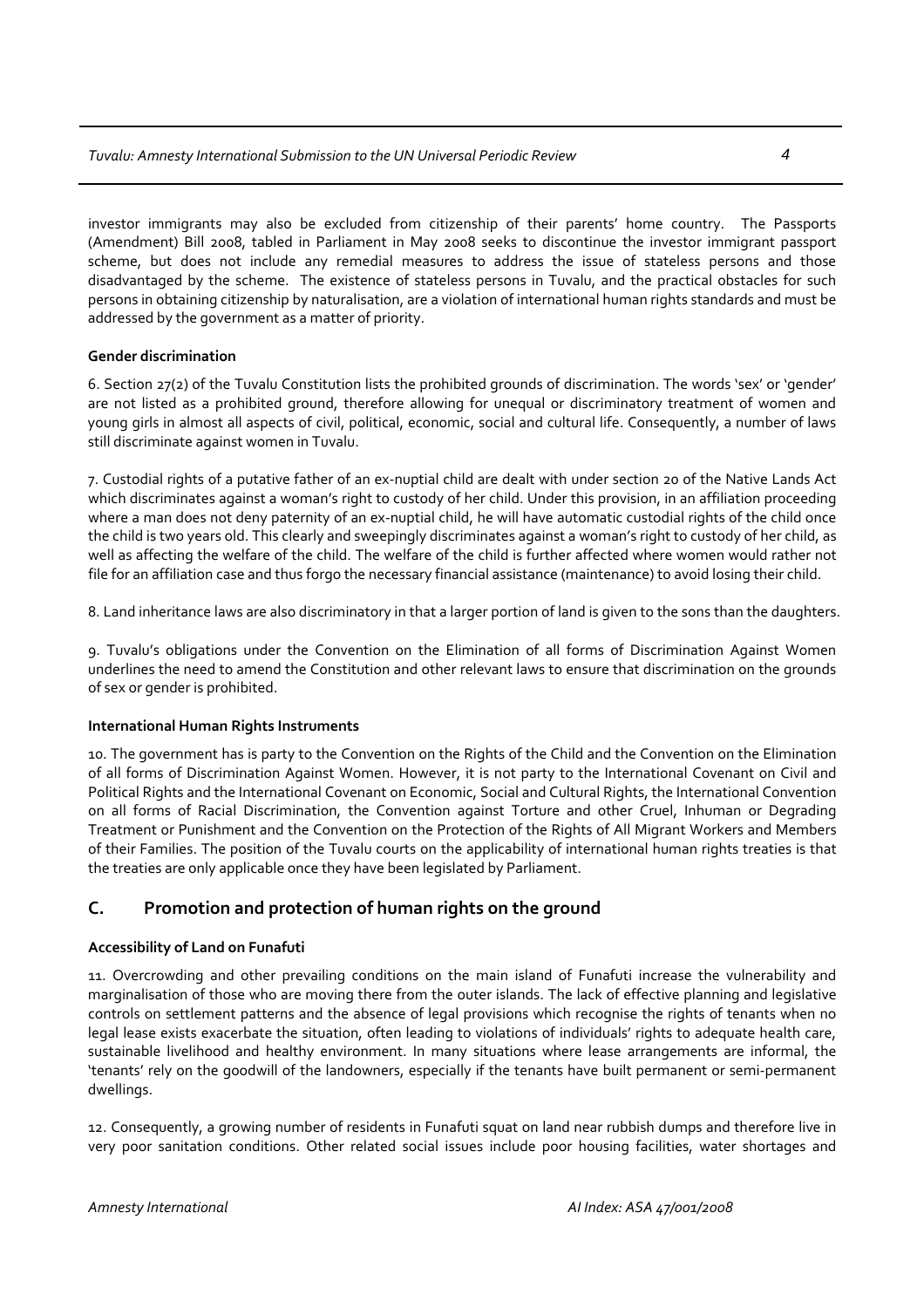investor immigrants may also be excluded from citizenship of their parents' home country. The Passports (Amendment) Bill 2008, tabled in Parliament in May 2008 seeks to discontinue the investor immigrant passport scheme, but does not include any remedial measures to address the issue of stateless persons and those disadvantaged by the scheme. The existence of stateless persons in Tuvalu, and the practical obstacles for such persons in obtaining citizenship by naturalisation, are a violation of international human rights standards and must be addressed by the government as a matter of priority.

**Gender discrimination**

6. Section 27(2) of the Tuvalu Constitution lists the prohibited grounds of discrimination. The words 'sex' or 'gender' are not listed as a prohibited ground, therefore allowing for unequal or discriminatory treatment of women and young girls in almost all aspects of civil, political, economic, social and cultural life. Consequently, a number of laws still discriminate against women in Tuvalu.

7. Custodial rights of a putative father of an ex-nuptial child are dealt with under section 20 of the Native Lands Act which discriminates against a woman's right to custody of her child. Under this provision, in an affiliation proceeding where a man does not deny paternity of an ex-nuptial child, he will have automatic custodial rights of the child once the child is two years old. This clearly and sweepingly discriminates against a woman's right to custody of her child, as well as affecting the welfare of the child. The welfare of the child is further affected where women would rather not file for an affiliation case and thus forgo the necessary financial assistance (maintenance) to avoid losing their child.

8. Land inheritance laws are also discriminatory in that a larger portion of land is given to the sons than the daughters.

9. Tuvalu's obligations under the Convention on the Elimination of all forms of Discrimination Against Women underlines the need to amend the Constitution and other relevant laws to ensure that discrimination on the grounds of sex or gender is prohibited.

**International Human Rights Instruments**

10. The government has is party to the Convention on the Rights of the Child and the Convention on the Elimination of all forms of Discrimination Against Women. However, it is not party to the International Covenant on Civil and Political Rights and the International Covenant on Economic, Social and Cultural Rights, the International Convention on all forms of Racial Discrimination, the Convention against Torture and other Cruel, Inhuman or Degrading Treatment or Punishment and the Convention on the Protection of the Rights of All Migrant Workers and Members of their Families. The position of the Tuvalu courts on the applicability of international human rights treaties is that the treaties are only applicable once they have been legislated by Parliament.

## C. Promotion and protection of human rights on the ground

**Accessibility of Land on Funafuti**

11. Overcrowding and other prevailing conditions on the main island of Funafuti increase the vulnerability and marginalisation of those who are moving there from the outer islands. The lack of effective planning and legislative controls on settlement patterns and the absence of legal provisions which recognise the rights of tenants when no legal lease exists exacerbate the situation, often leading to violations of individuals' rights to adequate health care, sustainable livelihood and healthy environment. In many situations where lease arrangements are informal, the 'tenants' rely on the goodwill of the landowners, especially if the tenants have built permanent or semi-permanent dwellings.

12. Consequently, a growing number of residents in Funafuti squat on land near rubbish dumps and therefore live in very poor sanitation conditions. Other related social issues include poor housing facilities, water shortages and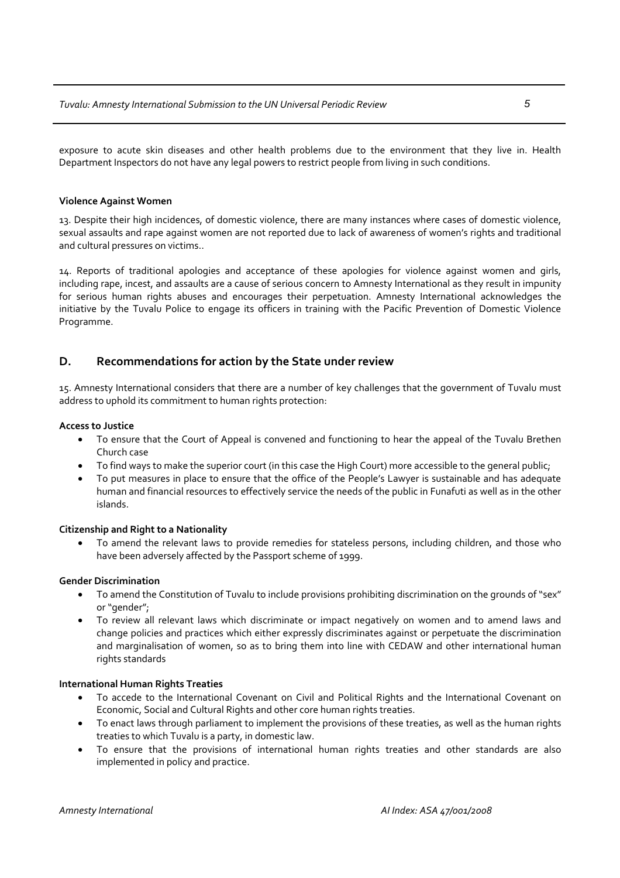exposure to acute skin diseases and other health problems due to the environment that they live in. Health Department Inspectors do not have any legal powers to restrict people from living in such conditions.

**Violence Against Women**

13. Despite their high incidences, of domestic violence, there are many instances where cases of domestic violence, sexual assaults and rape against women are not reported due to lack of awareness of women's rights and traditional and cultural pressures on victims..

14. Reports of traditional apologies and acceptance of these apologies for violence against women and girls, including rape, incest, and assaults are a cause of serious concern to Amnesty International as they result in impunity for serious human rights abuses and encourages their perpetuation. Amnesty International acknowledges the initiative by the Tuvalu Police to engage its officers in training with the Pacific Prevention of Domestic Violence Programme.

## D. Recommendations for action by the State under review

15. Amnesty International considers that there are a number of key challenges that the government of Tuvalu must address to uphold its commitment to human rights protection:

**Access to Justice**

- To ensure that the Court of Appeal is convened and functioning to hear the appeal of the Tuvalu Brethen Church case
- To find ways to make the superior court (in this case the High Court) more accessible to the general public;
- To put measures in place to ensure that the office of the People's Lawyer is sustainable and has adequate human and financial resources to effectively service the needs of the public in Funafuti as well as in the other islands.

**Citizenship and Right to a Nationality**

- To amend the relevant laws to provide remedies for stateless persons, including children, and those who have been adversely affected by the Passport scheme of 1999.

**Gender Discrimination**

- To amend the Constitution of Tuvalu to include provisions prohibiting discrimination on the grounds of "sex" or "gender";
- To review all relevant laws which discriminate or impact negatively on women and to amend laws and change policies and practices which either expressly discriminates against or perpetuate the discrimination and marginalisation of women, so as to bring them into line with CEDAW and other international human rights standards

**International Human Rights Treaties**

- To accede to the International Covenant on Civil and Political Rights and the International Covenant on Economic, Social and Cultural Rights and other core human rights treaties.
- To enact laws through parliament to implement the provisions of these treaties, as well as the human rights treaties to which Tuvalu is a party, in domestic law.
- To ensure that the provisions of international human rights treaties and other standards are also implemented in policy and practice.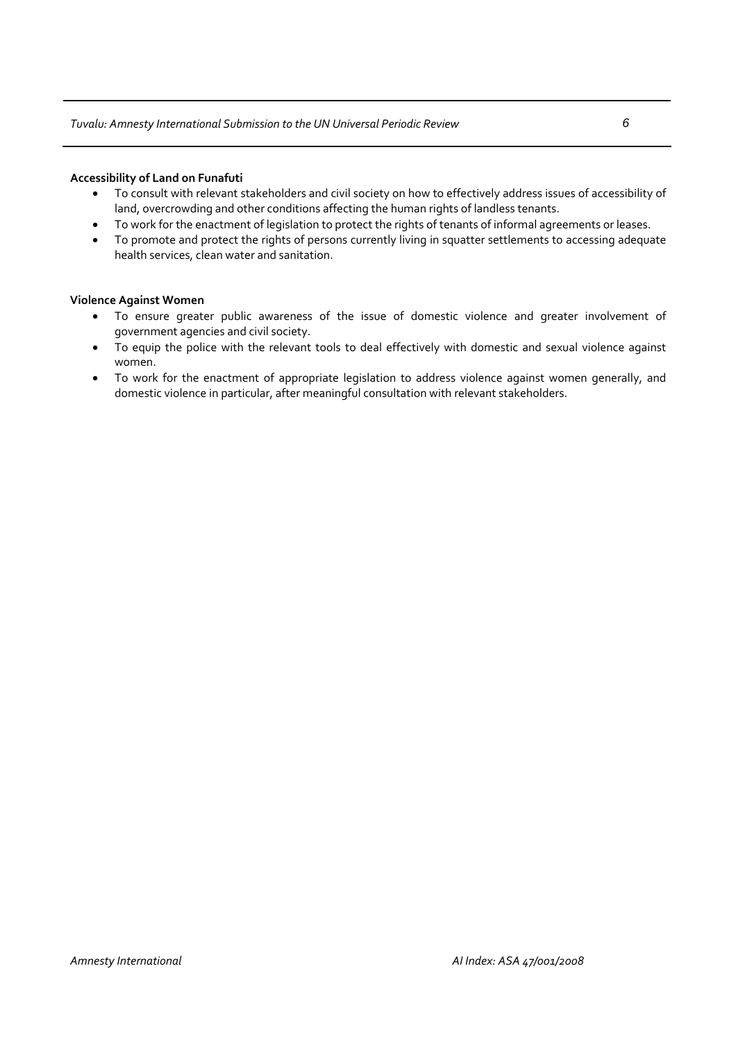**Accessibility of Land on Funafuti**

- To consult with relevant stakeholders and civil society on how to effectively address issues of accessibility of land, overcrowding and other conditions affecting the human rights of landless tenants.
- To work for the enactment of legislation to protect the rights of tenants of informal agreements or leases.
- To promote and protect the rights of persons currently living in squatter settlements to accessing adequate health services, clean water and sanitation.

**Violence Against Women**

- To ensure greater public awareness of the issue of domestic violence and greater involvement of government agencies and civil society.
- To equip the police with the relevant tools to deal effectively with domestic and sexual violence against women.
- To work for the enactment of appropriate legislation to address violence against women generally, and domestic violence in particular, after meaningful consultation with relevant stakeholders.